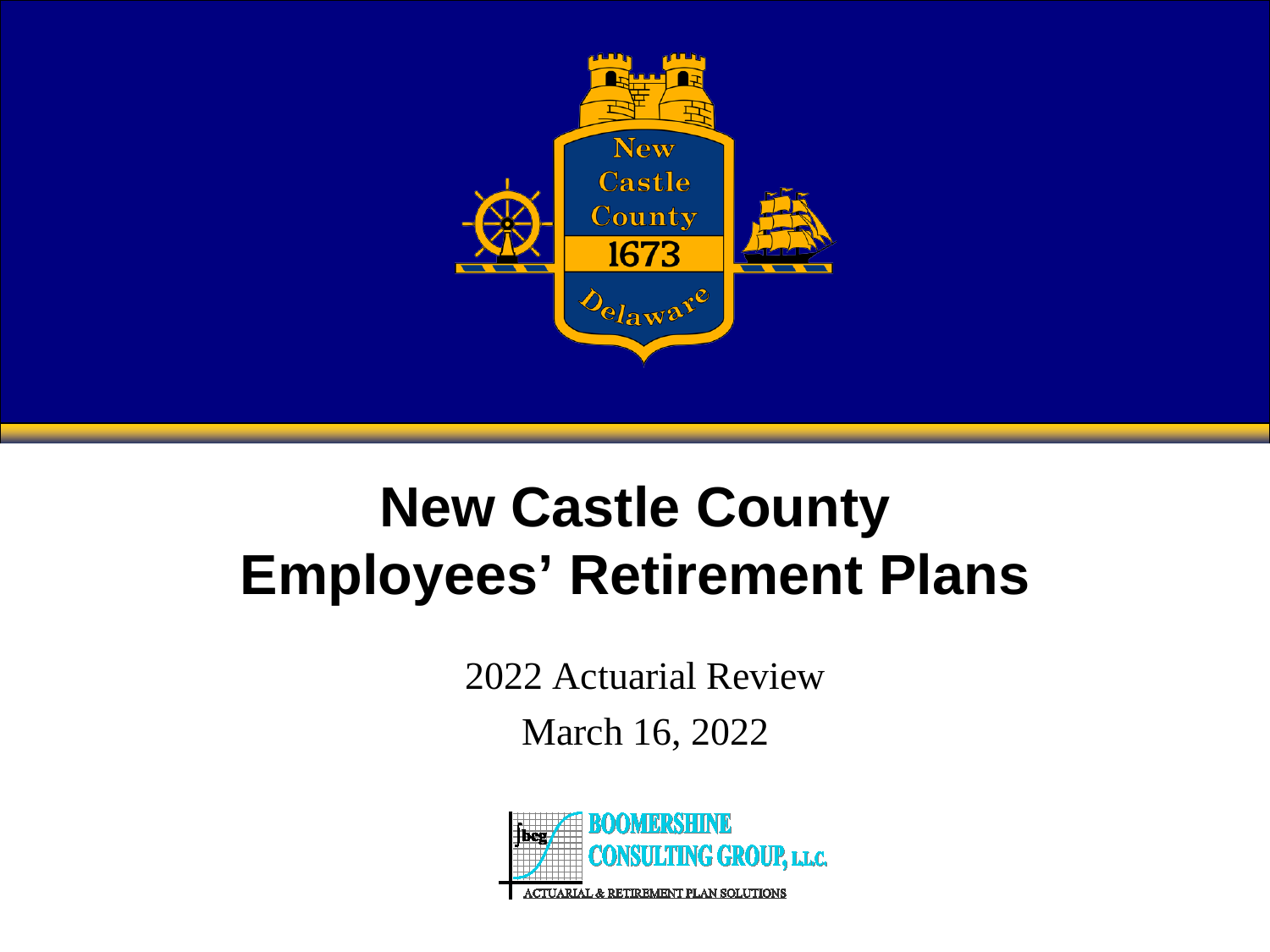# New Castle County Employees' Retirement Plans

2022 Actuarial Review

March 16, 2022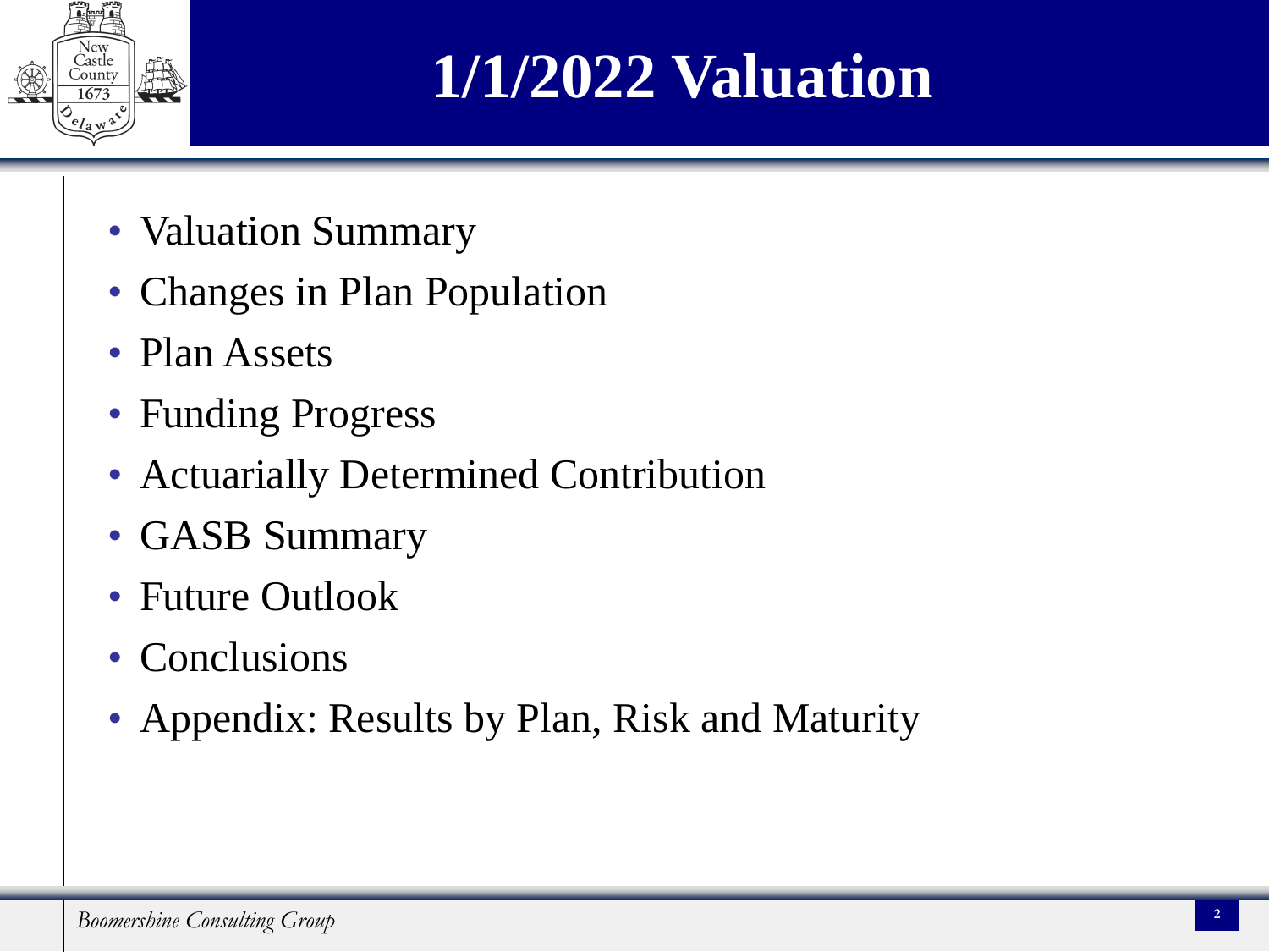# 1/1/2022 Valuation

- Valuation Summary
- Changes in Plan Population
- Plan Assets
- Funding Progress
- Actuarially Determined Contribution
- GASB Summary
- Future Outlook
- Conclusions
- Appendix: Results by Plan, Risk and Maturity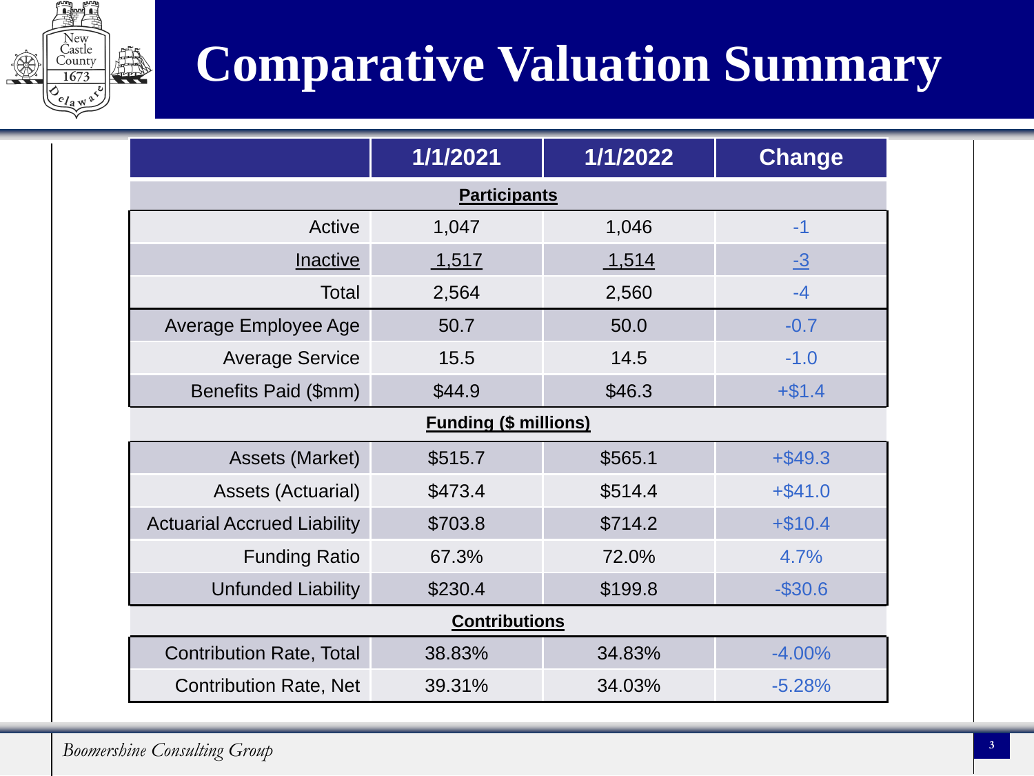# Comparative Valuation Summary

| | 1/1/2021 | 1/1/2022 | Change |
|---|---|---|---|
| **Participants** | | | |
| Active | 1,047 | 1,046 | -1 |
| Inactive | 1,517 | 1,514 | -3 |
| Total | 2,564 | 2,560 | -4 |
| Average Employee Age | 50.7 | 50.0 | -0.7 |
| Average Service | 15.5 | 14.5 | -1.0 |
| Benefits Paid ($mm) | $44.9 | $46.3 | +$1.4 |
| **Funding ($ millions)** | | | |
| Assets (Market) | $515.7 | $565.1 | +$49.3 |
| Assets (Actuarial) | $473.4 | $514.4 | +$41.0 |
| Actuarial Accrued Liability | $703.8 | $714.2 | +$10.4 |
| Funding Ratio | 67.3% | 72.0% | 4.7% |
| Unfunded Liability | $230.4 | $199.8 | -$30.6 |
| **Contributions** | | | |
| Contribution Rate, Total | 38.83% | 34.83% | -4.00% |
| Contribution Rate, Net | 39.31% | 34.03% | -5.28% |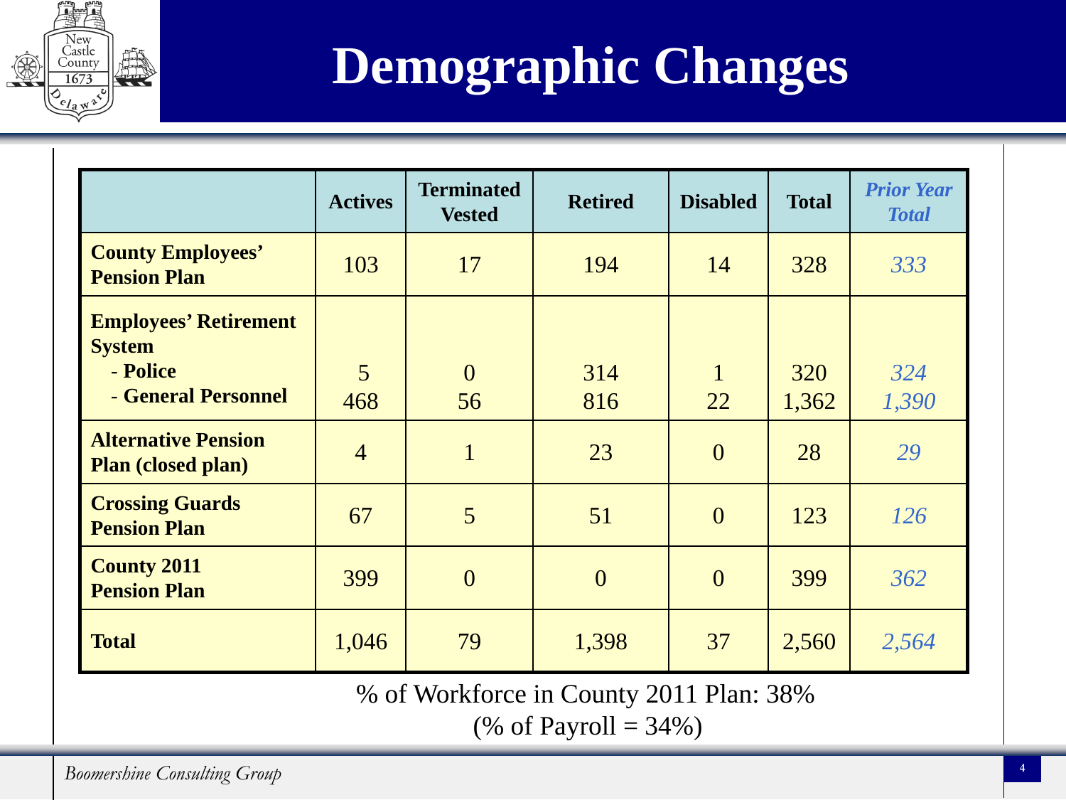# Demographic Changes

| | Actives | Terminated Vested | Retired | Disabled | Total | *Prior Year Total* |
|---|---|---|---|---|---|---|
| **County Employees' Pension Plan** | 103 | 17 | 194 | 14 | 328 | *333* |
| **Employees' Retirement System** | | | | | | |
| - **Police** | 5 | 0 | 314 | 1 | 320 | *324* |
| - **General Personnel** | 468 | 56 | 816 | 22 | 1,362 | *1,390* |
| **Alternative Pension Plan (closed plan)** | 4 | 1 | 23 | 0 | 28 | *29* |
| **Crossing Guards Pension Plan** | 67 | 5 | 51 | 0 | 123 | *126* |
| **County 2011 Pension Plan** | 399 | 0 | 0 | 0 | 399 | *362* |
| **Total** | 1,046 | 79 | 1,398 | 37 | 2,560 | *2,564* |

% of Workforce in County 2011 Plan: 38%
(% of Payroll = 34%)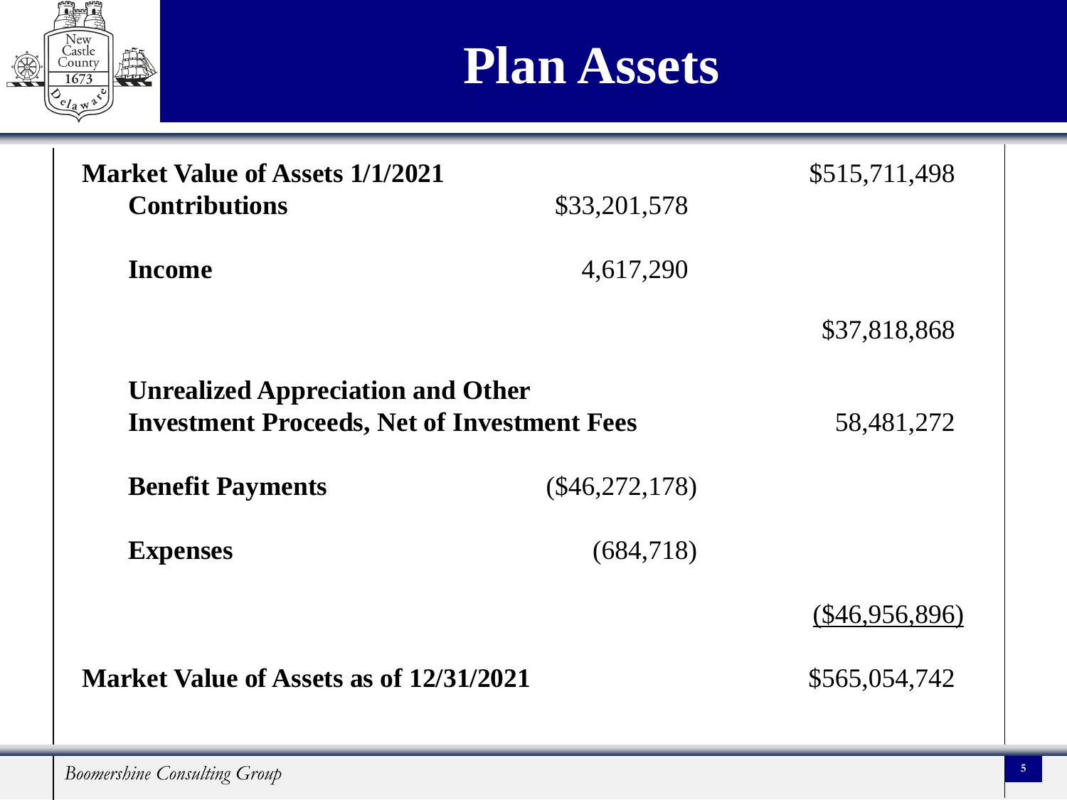# Plan Assets

| | | |
|---|---|---|
| **Market Value of Assets 1/1/2021** | | $515,711,498 |
| **Contributions** | $33,201,578 | |
| **Income** | 4,617,290 | |
| | | $37,818,868 |
| **Unrealized Appreciation and Other Investment Proceeds, Net of Investment Fees** | | 58,481,272 |
| **Benefit Payments** | ($46,272,178) | |
| **Expenses** | (684,718) | |
| | | ($46,956,896) |
| **Market Value of Assets as of 12/31/2021** | | $565,054,742 |

*Boomershine Consulting Group*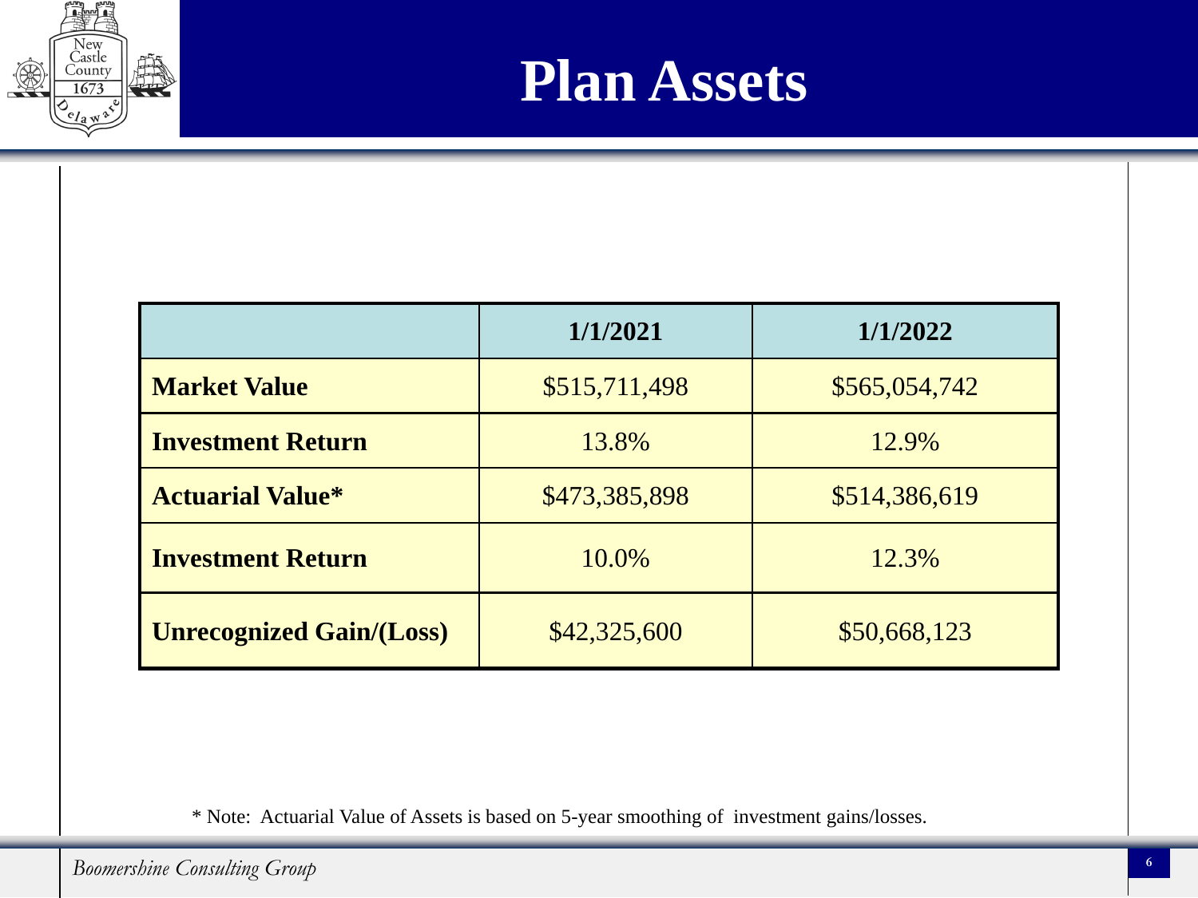# Plan Assets

| | 1/1/2021 | 1/1/2022 |
|---|---|---|
| **Market Value** | $515,711,498 | $565,054,742 |
| **Investment Return** | 13.8% | 12.9% |
| **Actuarial Value*** | $473,385,898 | $514,386,619 |
| **Investment Return** | 10.0% | 12.3% |
| **Unrecognized Gain/(Loss)** | $42,325,600 | $50,668,123 |

* Note: Actuarial Value of Assets is based on 5-year smoothing of investment gains/losses.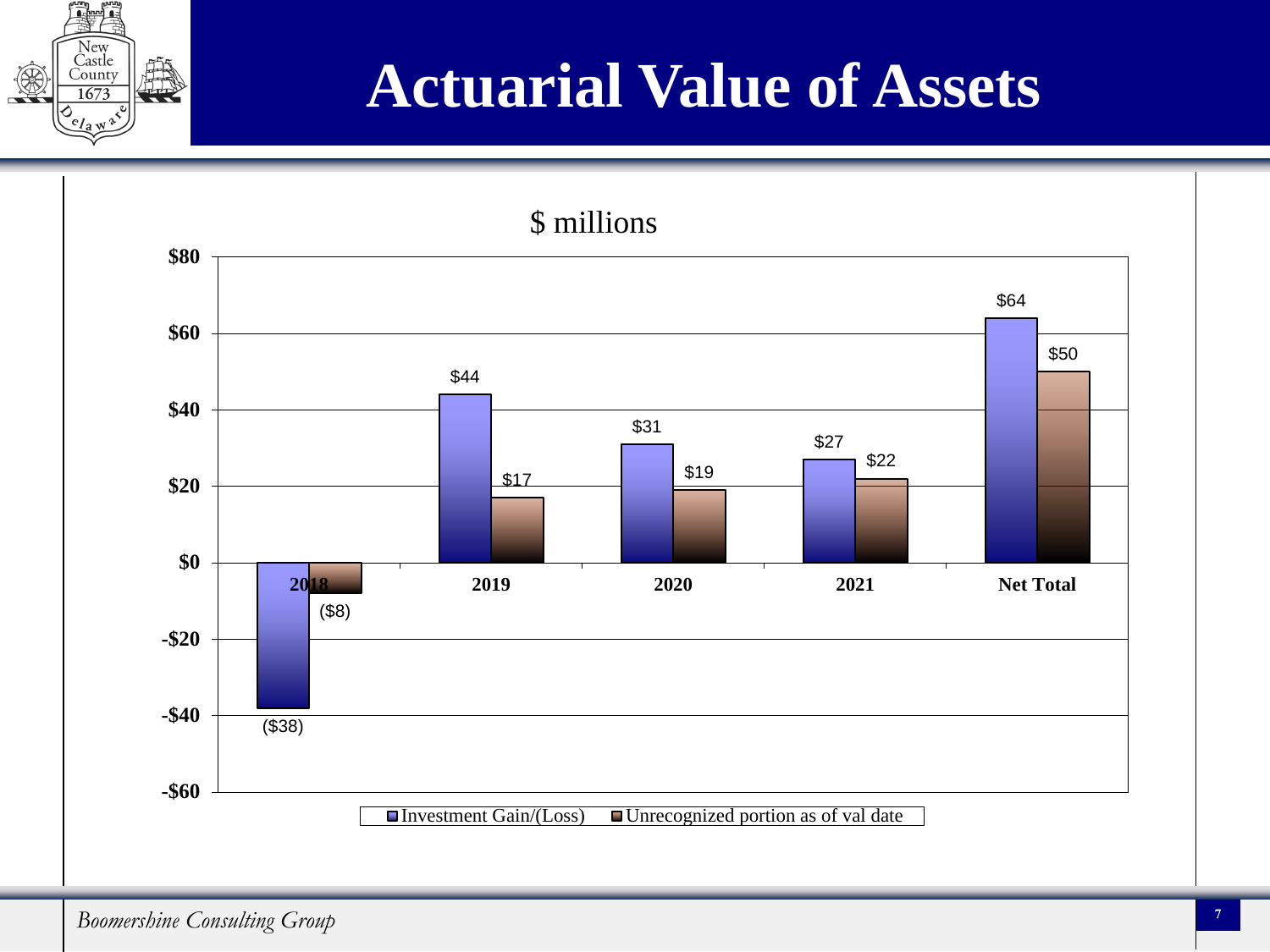# Actuarial Value of Assets

$ millions

| | Investment Gain/(Loss) | Unrecognized portion as of val date |
|---|---|---|
| 2018 | ($38) | ($8) |
| 2019 | $44 | $17 |
| 2020 | $31 | $19 |
| 2021 | $27 | $22 |
| Net Total | $64 | $50 |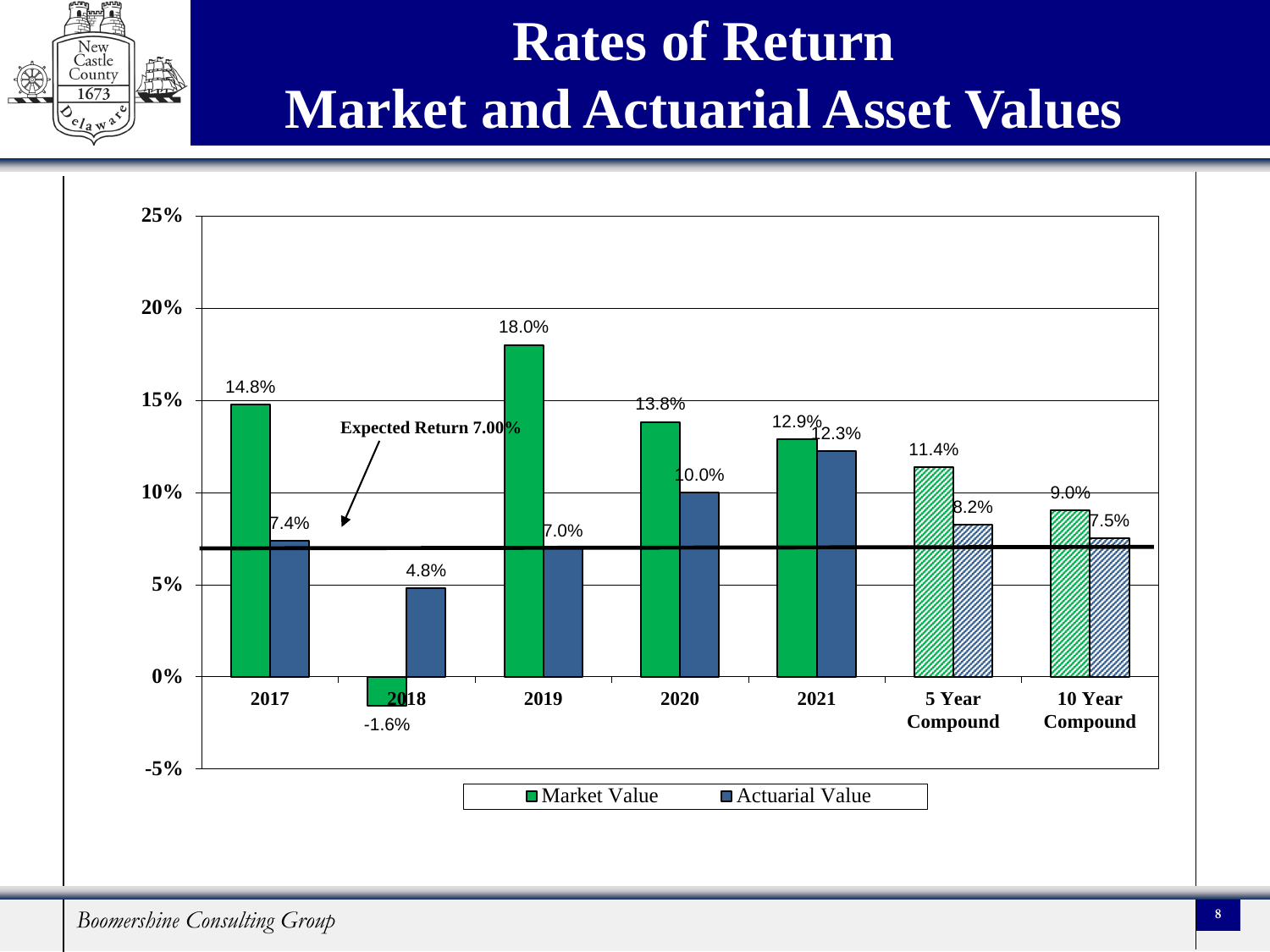# Rates of Return Market and Actuarial Asset Values

| | Market Value | Actuarial Value |
|---|---|---|
| 2017 | 14.8% | 7.4% |
| 2018 | -1.6% | 4.8% |
| 2019 | 18.0% | 7.0% |
| 2020 | 13.8% | 10.0% |
| 2021 | 12.9% | 12.3% |
| 5 Year Compound | 11.4% | 8.2% |
| 10 Year Compound | 9.0% | 7.5% |

**Expected Return 7.00%**

*Boomershine Consulting Group*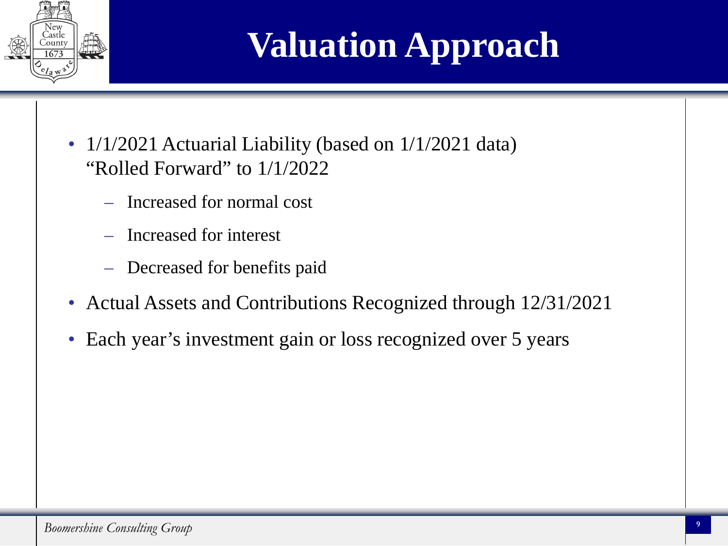# Valuation Approach

- 1/1/2021 Actuarial Liability (based on 1/1/2021 data) "Rolled Forward" to 1/1/2022
  - Increased for normal cost
  - Increased for interest
  - Decreased for benefits paid
- Actual Assets and Contributions Recognized through 12/31/2021
- Each year's investment gain or loss recognized over 5 years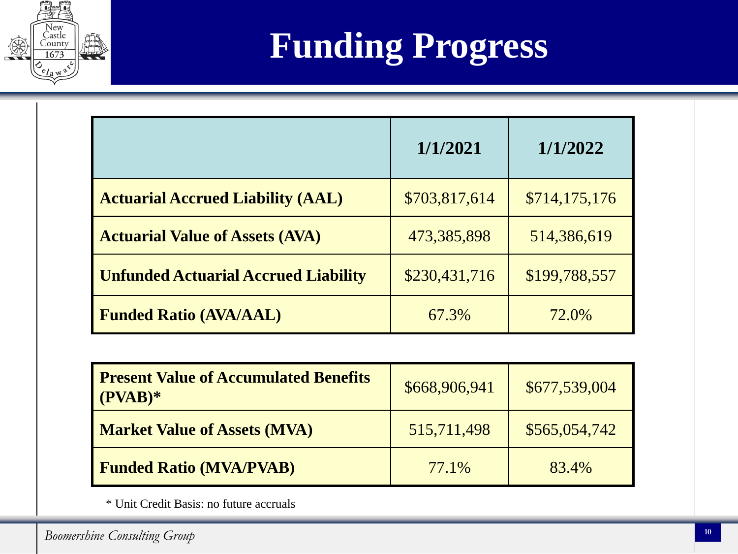# Funding Progress

| | 1/1/2021 | 1/1/2022 |
|---|---|---|
| **Actuarial Accrued Liability (AAL)** | $703,817,614 | $714,175,176 |
| **Actuarial Value of Assets (AVA)** | 473,385,898 | 514,386,619 |
| **Unfunded Actuarial Accrued Liability** | $230,431,716 | $199,788,557 |
| **Funded Ratio (AVA/AAL)** | 67.3% | 72.0% |

| | | |
|---|---|---|
| **Present Value of Accumulated Benefits (PVAB)*** | $668,906,941 | $677,539,004 |
| **Market Value of Assets (MVA)** | 515,711,498 | $565,054,742 |
| **Funded Ratio (MVA/PVAB)** | 77.1% | 83.4% |

* Unit Credit Basis: no future accruals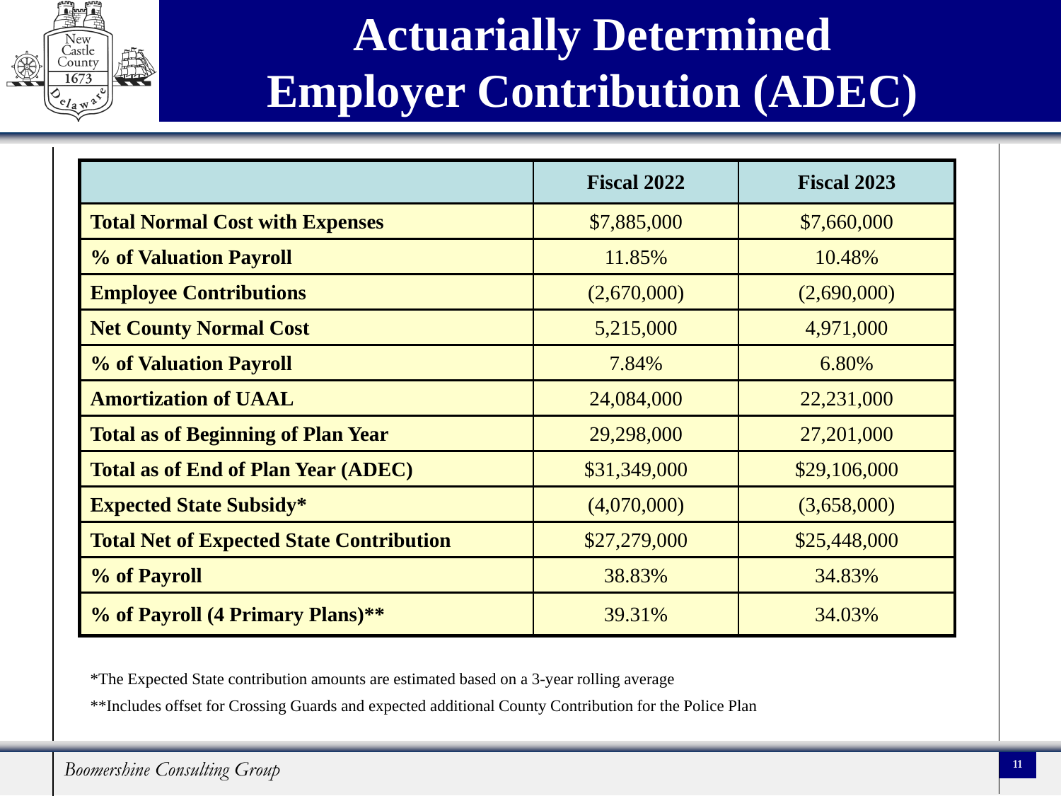# Actuarially Determined Employer Contribution (ADEC)

| | Fiscal 2022 | Fiscal 2023 |
|---|---|---|
| **Total Normal Cost with Expenses** | $7,885,000 | $7,660,000 |
| **% of Valuation Payroll** | 11.85% | 10.48% |
| **Employee Contributions** | (2,670,000) | (2,690,000) |
| **Net County Normal Cost** | 5,215,000 | 4,971,000 |
| **% of Valuation Payroll** | 7.84% | 6.80% |
| **Amortization of UAAL** | 24,084,000 | 22,231,000 |
| **Total as of Beginning of Plan Year** | 29,298,000 | 27,201,000 |
| **Total as of End of Plan Year (ADEC)** | $31,349,000 | $29,106,000 |
| **Expected State Subsidy*** | (4,070,000) | (3,658,000) |
| **Total Net of Expected State Contribution** | $27,279,000 | $25,448,000 |
| **% of Payroll** | 38.83% | 34.83% |
| **% of Payroll (4 Primary Plans)**** | 39.31% | 34.03% |

*The Expected State contribution amounts are estimated based on a 3-year rolling average

**Includes offset for Crossing Guards and expected additional County Contribution for the Police Plan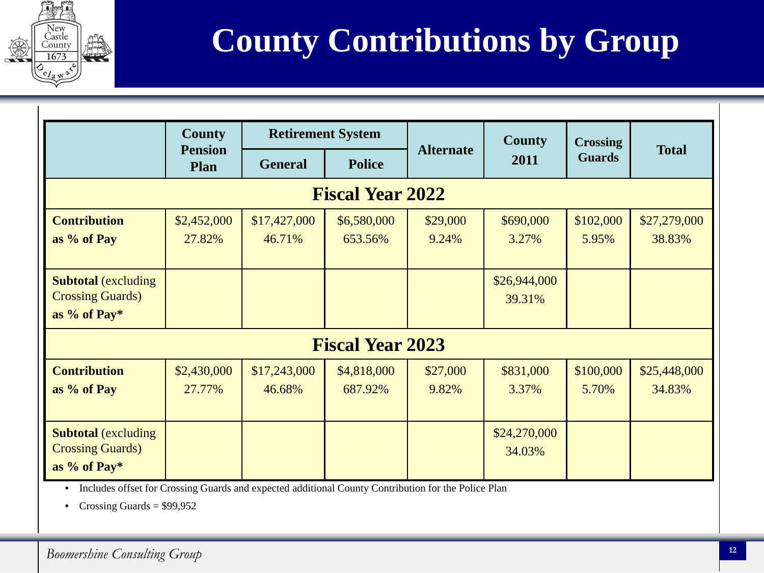# County Contributions by Group

| | County Pension Plan | Retirement System | | Alternate | County 2011 | Crossing Guards | Total |
|---|---|---|---|---|---|---|---|
| | | General | Police | | | | |
| **Fiscal Year 2022** | | | | | | | |
| **Contribution**<br>**as % of Pay** | $2,452,000<br>27.82% | $17,427,000<br>46.71% | $6,580,000<br>653.56% | $29,000<br>9.24% | $690,000<br>3.27% | $102,000<br>5.95% | $27,279,000<br>38.83% |
| **Subtotal** (excluding Crossing Guards)<br>**as % of Pay*** | | | | | $26,944,000<br>39.31% | | |
| **Fiscal Year 2023** | | | | | | | |
| **Contribution**<br>**as % of Pay** | $2,430,000<br>27.77% | $17,243,000<br>46.68% | $4,818,000<br>687.92% | $27,000<br>9.82% | $831,000<br>3.37% | $100,000<br>5.70% | $25,448,000<br>34.83% |
| **Subtotal** (excluding Crossing Guards)<br>**as % of Pay*** | | | | | $24,270,000<br>34.03% | | |

- Includes offset for Crossing Guards and expected additional County Contribution for the Police Plan
- Crossing Guards = $99,952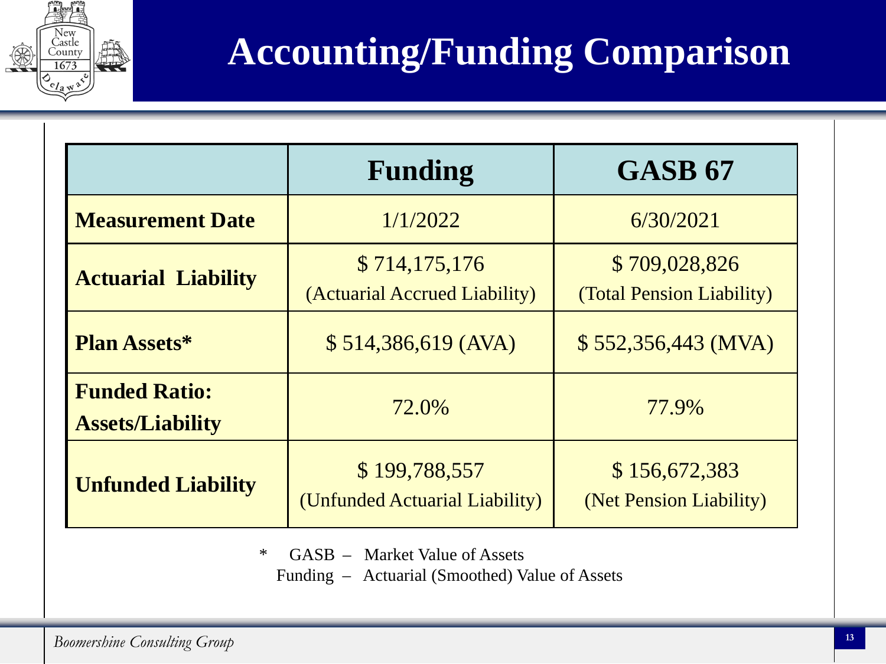# Accounting/Funding Comparison

| | Funding | GASB 67 |
|---|---|---|
| **Measurement Date** | 1/1/2022 | 6/30/2021 |
| **Actuarial Liability** | $ 714,175,176 (Actuarial Accrued Liability) | $ 709,028,826 (Total Pension Liability) |
| **Plan Assets*** | $ 514,386,619 (AVA) | $ 552,356,443 (MVA) |
| **Funded Ratio: Assets/Liability** | 72.0% | 77.9% |
| **Unfunded Liability** | $ 199,788,557 (Unfunded Actuarial Liability) | $ 156,672,383 (Net Pension Liability) |

\* GASB – Market Value of Assets
Funding – Actuarial (Smoothed) Value of Assets

*Boomershine Consulting Group*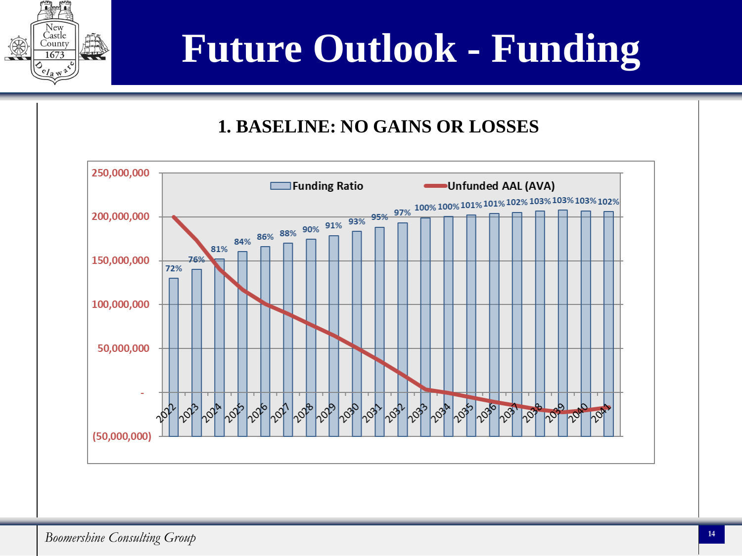# Future Outlook - Funding

## 1. BASELINE: NO GAINS OR LOSSES

| Year | Funding Ratio |
|---|---|
| 2022 | 72% |
| 2023 | 76% |
| 2024 | 81% |
| 2025 | 84% |
| 2026 | 86% |
| 2027 | 88% |
| 2028 | 90% |
| 2029 | 91% |
| 2030 | 93% |
| 2031 | 95% |
| 2032 | 97% |
| 2033 | 100% |
| 2034 | 100% |
| 2035 | 101% |
| 2036 | 101% |
| 2037 | 102% |
| 2038 | 103% |
| 2039 | 103% |
| 2040 | 103% |
| 2041 | 102% |

Legend: Funding Ratio; Unfunded AAL (AVA)

Y-axis: 250,000,000; 200,000,000; 150,000,000; 100,000,000; 50,000,000; -; (50,000,000)

*Boomershine Consulting Group*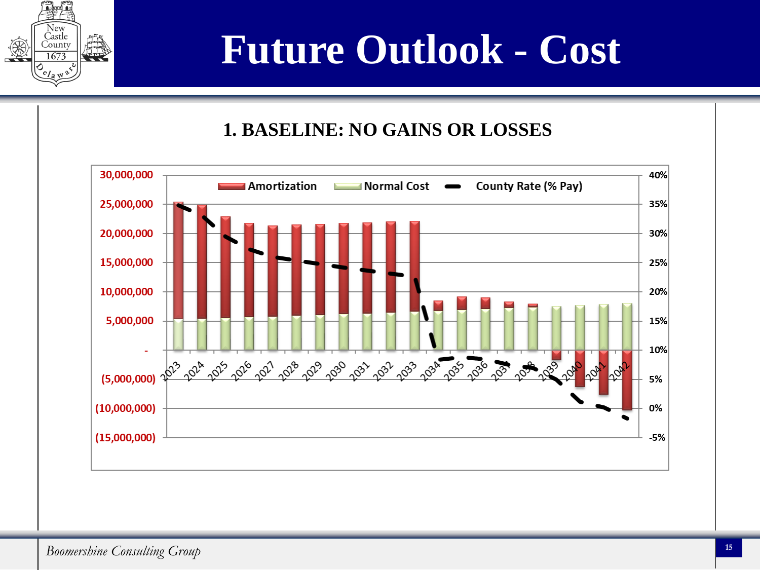# Future Outlook - Cost

## 1. BASELINE: NO GAINS OR LOSSES

Amortization | Normal Cost | County Rate (% Pay)

30,000,000
25,000,000
20,000,000
15,000,000
10,000,000
5,000,000
-
(5,000,000)
(10,000,000)
(15,000,000)

40%
35%
30%
25%
20%
15%
10%
5%
0%
-5%

2023 2024 2025 2026 2027 2028 2029 2030 2031 2032 2033 2034 2035 2036 2037 2038 2039 2040 2041 2042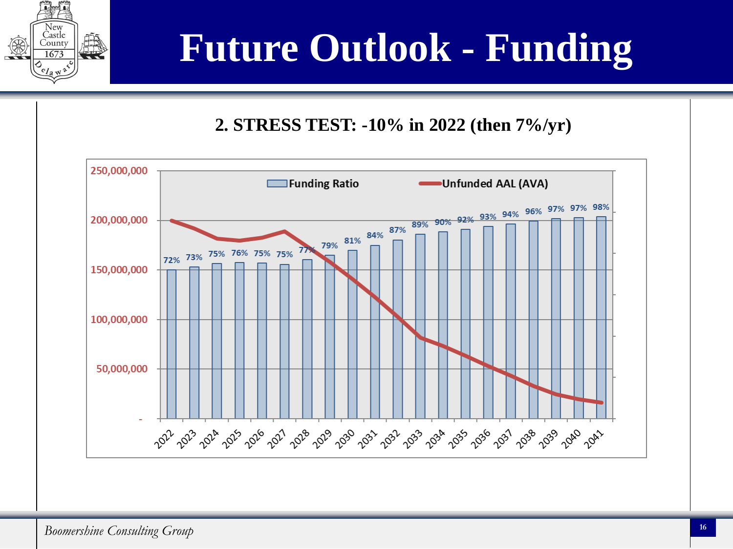# Future Outlook - Funding

## 2. STRESS TEST: -10% in 2022 (then 7%/yr)

| Year | Funding Ratio |
|---|---|
| 2022 | 72% |
| 2023 | 73% |
| 2024 | 75% |
| 2025 | 76% |
| 2026 | 75% |
| 2027 | 75% |
| 2028 | 77% |
| 2029 | 79% |
| 2030 | 81% |
| 2031 | 84% |
| 2032 | 87% |
| 2033 | 89% |
| 2034 | 90% |
| 2035 | 92% |
| 2036 | 93% |
| 2037 | 94% |
| 2038 | 96% |
| 2039 | 97% |
| 2040 | 97% |
| 2041 | 98% |

Legend: Funding Ratio; Unfunded AAL (AVA)

Y-axis: -, 50,000,000, 100,000,000, 150,000,000, 200,000,000, 250,000,000

*Boomershine Consulting Group*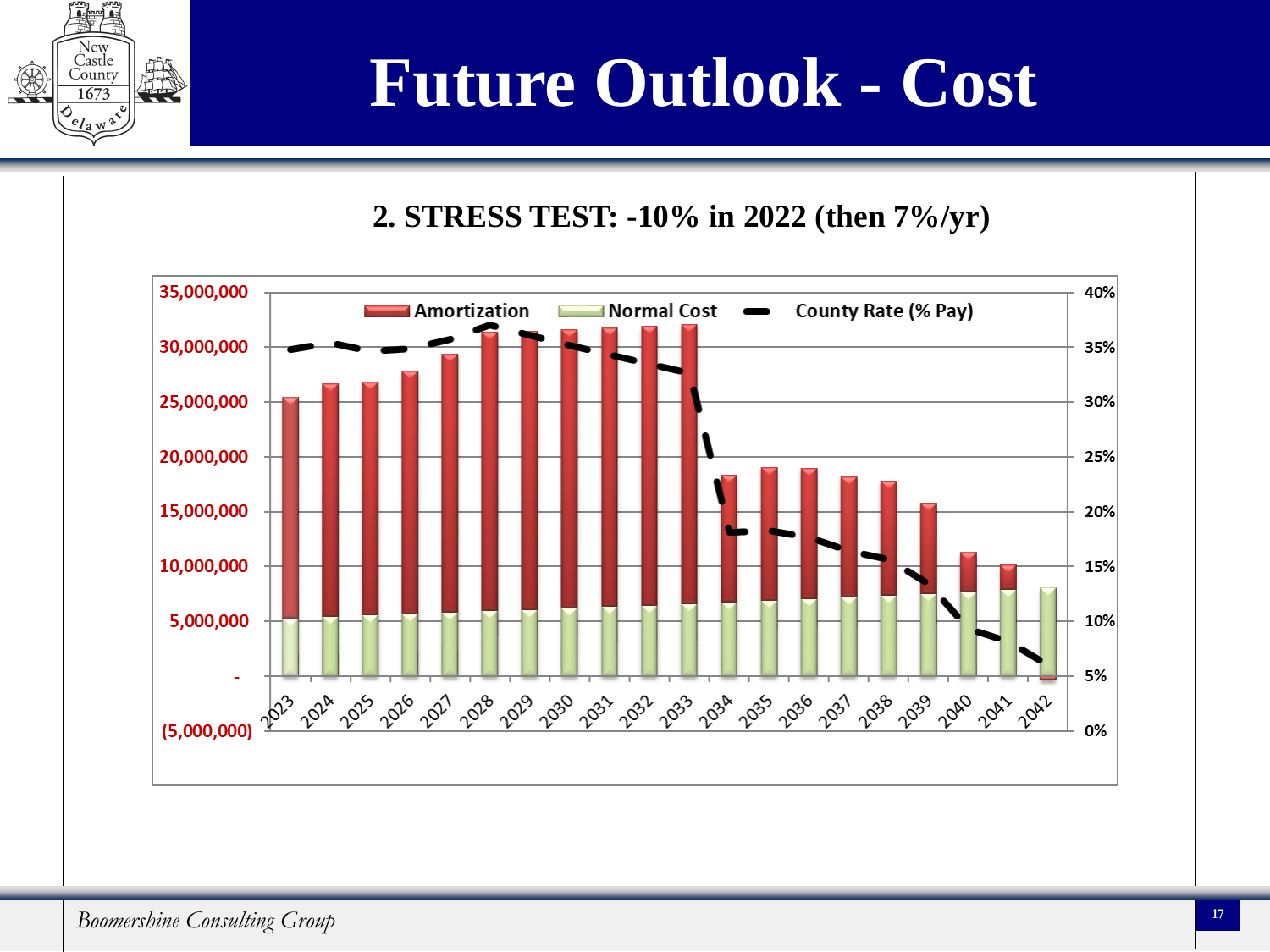# Future Outlook - Cost

## 2. STRESS TEST: -10% in 2022 (then 7%/yr)

Legend: Amortization | Normal Cost | County Rate (% Pay)

Left axis: 35,000,000; 30,000,000; 25,000,000; 20,000,000; 15,000,000; 10,000,000; 5,000,000; -; (5,000,000)

Right axis: 40%; 35%; 30%; 25%; 20%; 15%; 10%; 5%; 0%

Years: 2023, 2024, 2025, 2026, 2027, 2028, 2029, 2030, 2031, 2032, 2033, 2034, 2035, 2036, 2037, 2038, 2039, 2040, 2041, 2042

*Boomershine Consulting Group*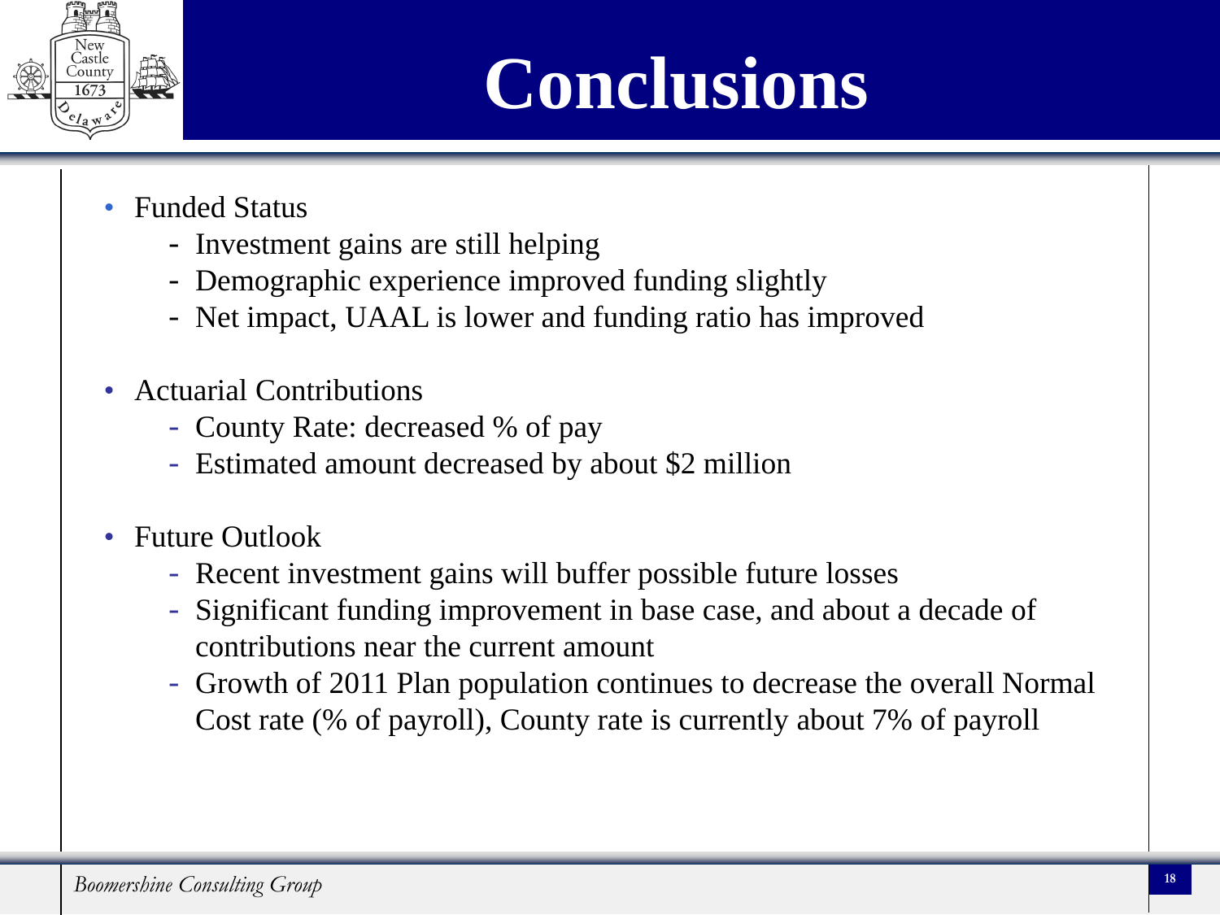# Conclusions

- Funded Status
  - Investment gains are still helping
  - Demographic experience improved funding slightly
  - Net impact, UAAL is lower and funding ratio has improved

- Actuarial Contributions
  - County Rate: decreased % of pay
  - Estimated amount decreased by about $2 million

- Future Outlook
  - Recent investment gains will buffer possible future losses
  - Significant funding improvement in base case, and about a decade of contributions near the current amount
  - Growth of 2011 Plan population continues to decrease the overall Normal Cost rate (% of payroll), County rate is currently about 7% of payroll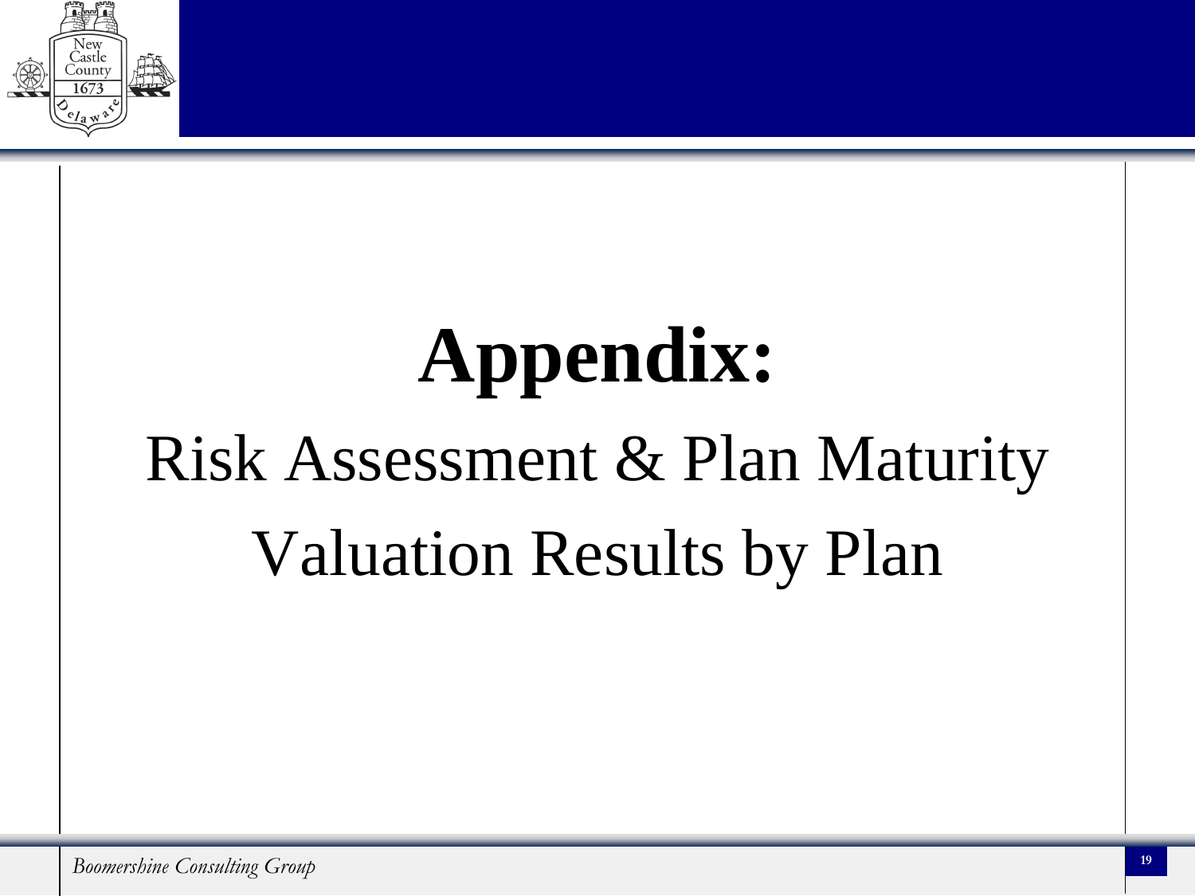# Appendix:

Risk Assessment & Plan Maturity

Valuation Results by Plan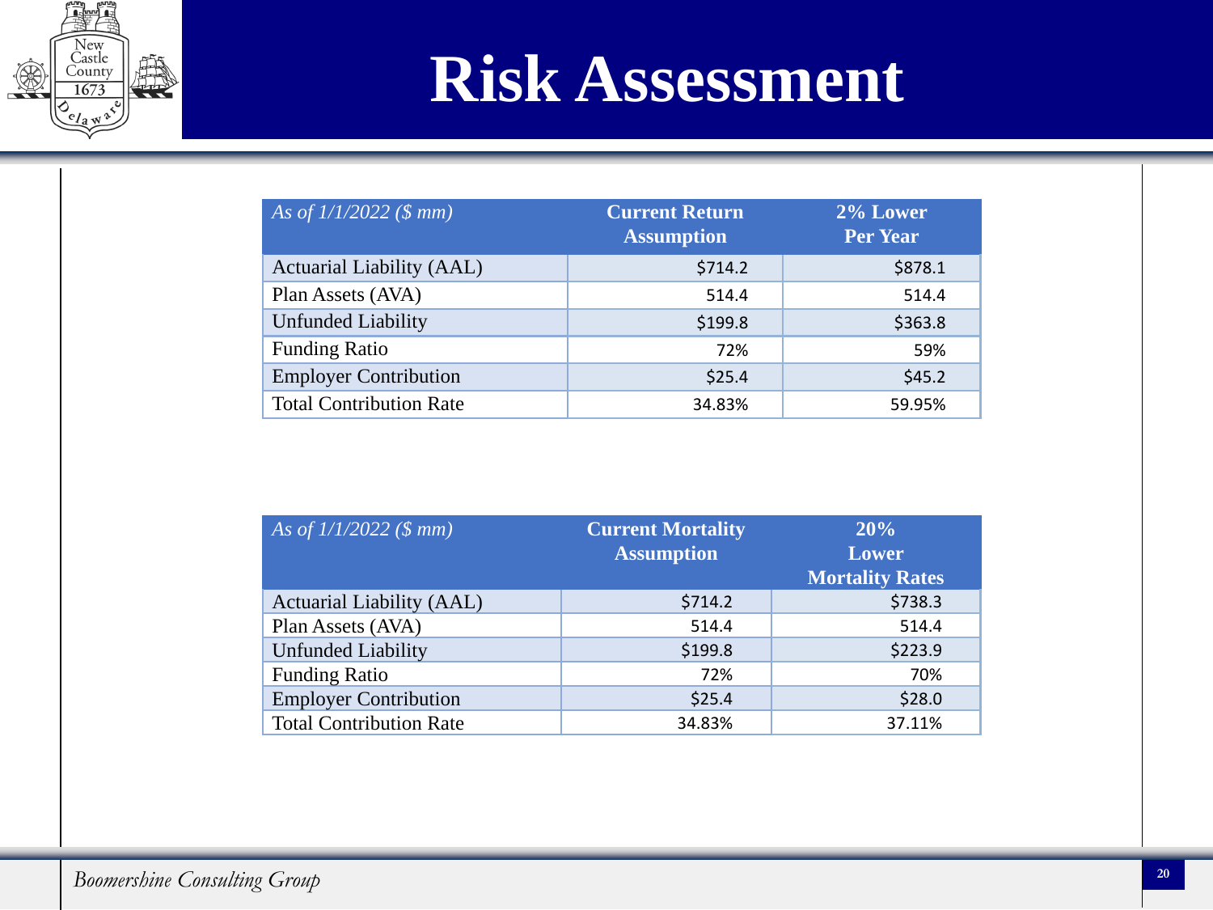# Risk Assessment

| *As of 1/1/2022 ($ mm)* | Current Return Assumption | 2% Lower Per Year |
|---|---|---|
| Actuarial Liability (AAL) | $714.2 | $878.1 |
| Plan Assets (AVA) | 514.4 | 514.4 |
| Unfunded Liability | $199.8 | $363.8 |
| Funding Ratio | 72% | 59% |
| Employer Contribution | $25.4 | $45.2 |
| Total Contribution Rate | 34.83% | 59.95% |

| *As of 1/1/2022 ($ mm)* | Current Mortality Assumption | 20% Lower Mortality Rates |
|---|---|---|
| Actuarial Liability (AAL) | $714.2 | $738.3 |
| Plan Assets (AVA) | 514.4 | 514.4 |
| Unfunded Liability | $199.8 | $223.9 |
| Funding Ratio | 72% | 70% |
| Employer Contribution | $25.4 | $28.0 |
| Total Contribution Rate | 34.83% | 37.11% |

*Boomershine Consulting Group*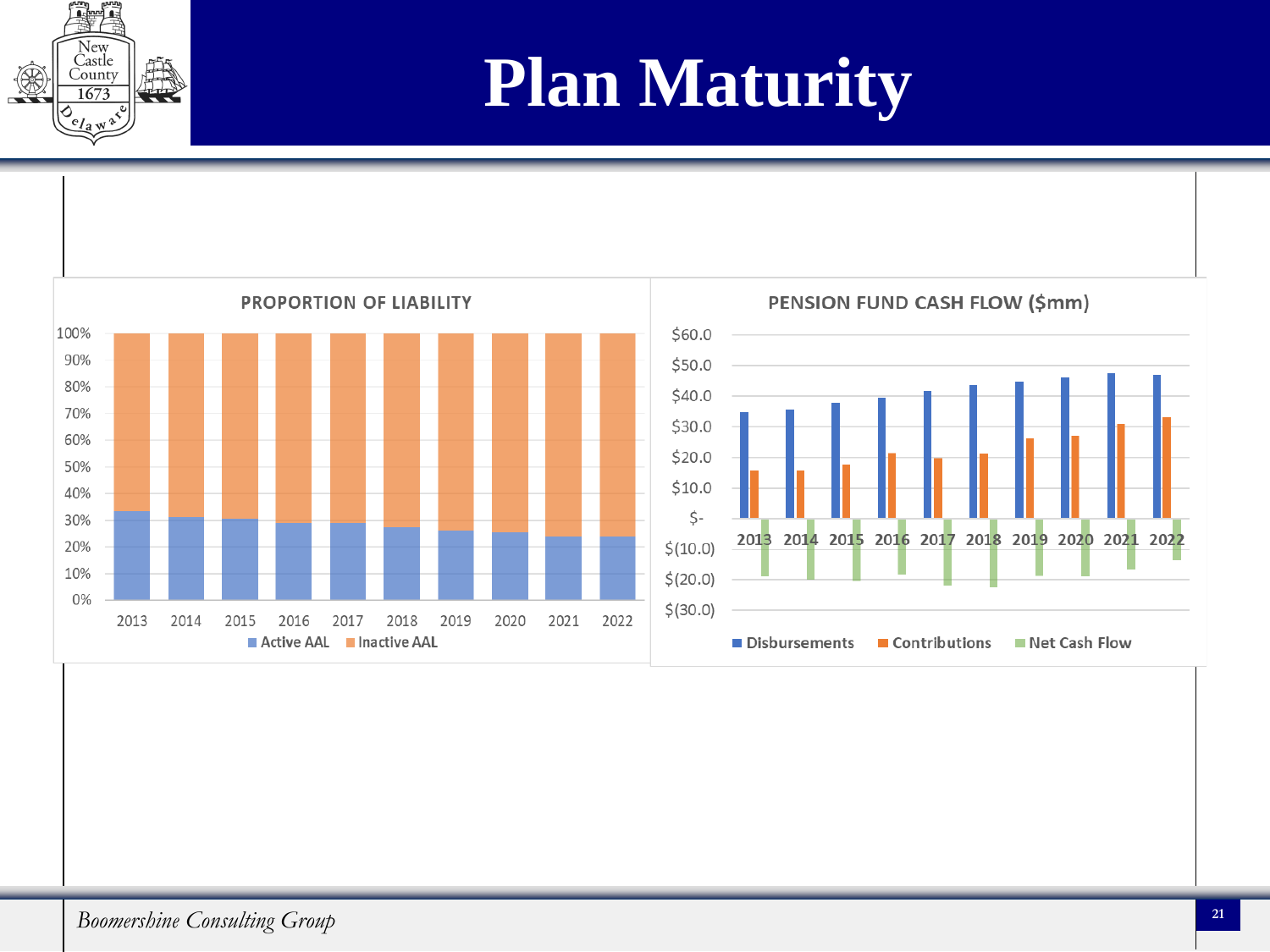# Plan Maturity

**PROPORTION OF LIABILITY**

| Year | Active AAL | Inactive AAL |
|---|---|---|
| 2013 | | |
| 2014 | | |
| 2015 | | |
| 2016 | | |
| 2017 | | |
| 2018 | | |
| 2019 | | |
| 2020 | | |
| 2021 | | |
| 2022 | | |

**PENSION FUND CASH FLOW ($mm)**

| Year | Disbursements | Contributions | Net Cash Flow |
|---|---|---|---|
| 2013 | | | |
| 2014 | | | |
| 2015 | | | |
| 2016 | | | |
| 2017 | | | |
| 2018 | | | |
| 2019 | | | |
| 2020 | | | |
| 2021 | | | |
| 2022 | | | |

*Boomershine Consulting Group*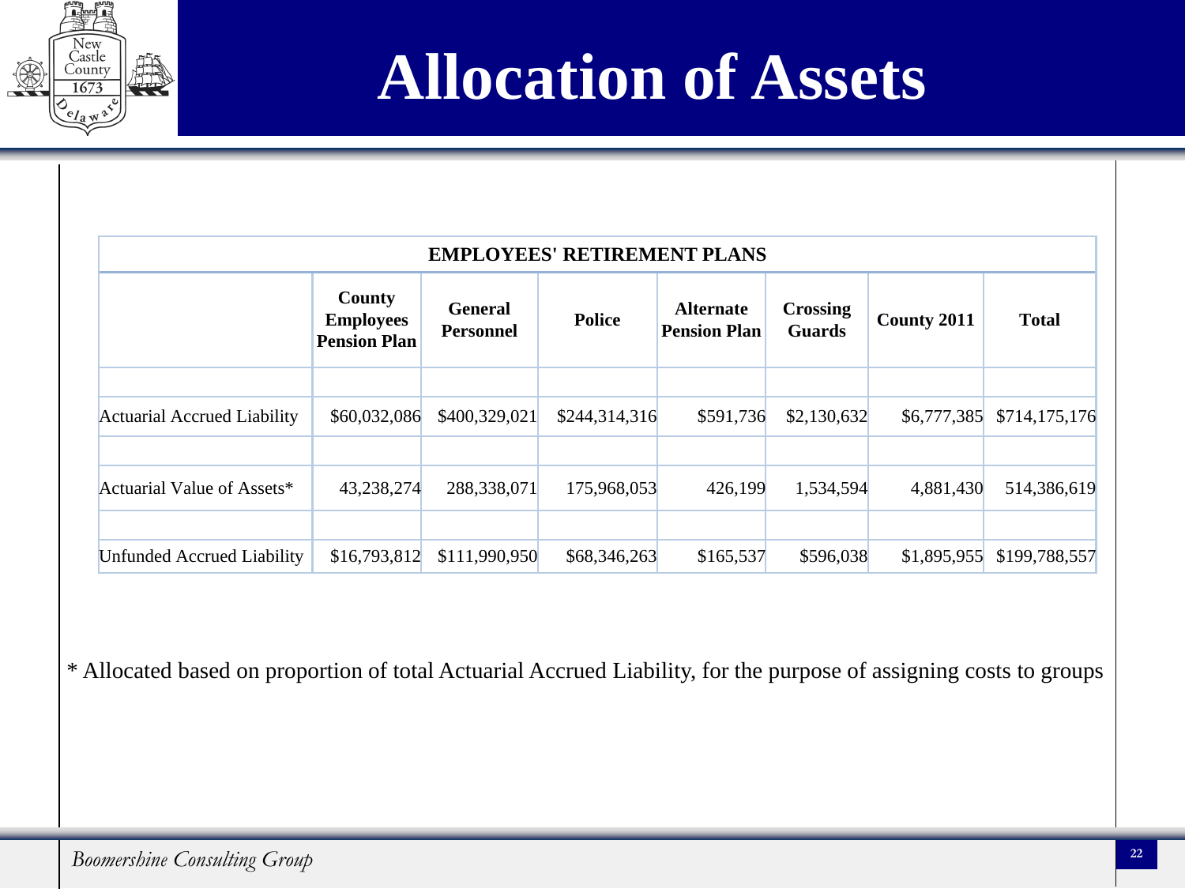# Allocation of Assets

| EMPLOYEES' RETIREMENT PLANS | | | | | | | |
|---|---|---|---|---|---|---|---|
| | **County Employees Pension Plan** | **General Personnel** | **Police** | **Alternate Pension Plan** | **Crossing Guards** | **County 2011** | **Total** |
| Actuarial Accrued Liability | $60,032,086 | $400,329,021 | $244,314,316 | $591,736 | $2,130,632 | $6,777,385 | $714,175,176 |
| Actuarial Value of Assets* | 43,238,274 | 288,338,071 | 175,968,053 | 426,199 | 1,534,594 | 4,881,430 | 514,386,619 |
| Unfunded Accrued Liability | $16,793,812 | $111,990,950 | $68,346,263 | $165,537 | $596,038 | $1,895,955 | $199,788,557 |

* Allocated based on proportion of total Actuarial Accrued Liability, for the purpose of assigning costs to groups

*Boomershine Consulting Group*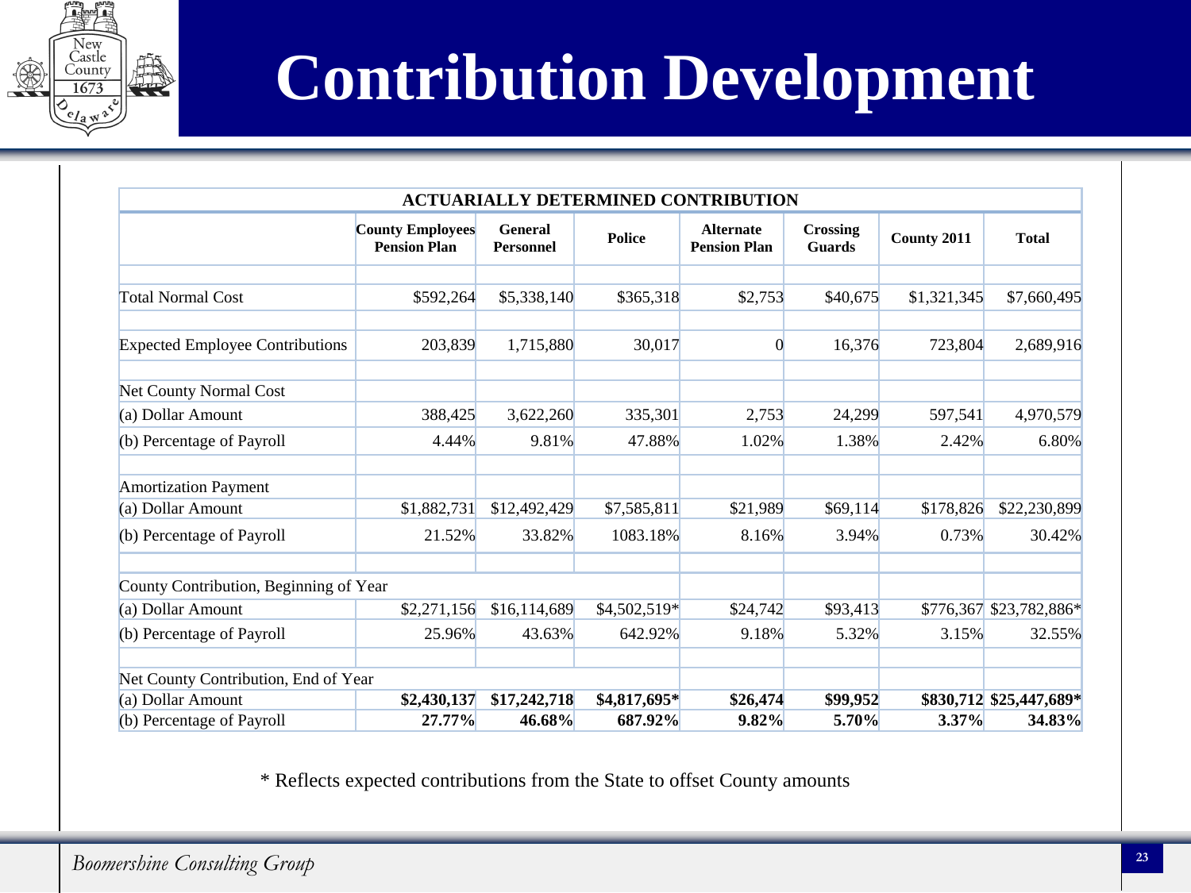# Contribution Development

| ACTUARIALLY DETERMINED CONTRIBUTION | | | | | | | |
|---|---|---|---|---|---|---|---|
| | **County Employees Pension Plan** | **General Personnel** | **Police** | **Alternate Pension Plan** | **Crossing Guards** | **County 2011** | **Total** |
| Total Normal Cost | $592,264 | $5,338,140 | $365,318 | $2,753 | $40,675 | $1,321,345 | $7,660,495 |
| Expected Employee Contributions | 203,839 | 1,715,880 | 30,017 | 0 | 16,376 | 723,804 | 2,689,916 |
| Net County Normal Cost | | | | | | | |
| (a) Dollar Amount | 388,425 | 3,622,260 | 335,301 | 2,753 | 24,299 | 597,541 | 4,970,579 |
| (b) Percentage of Payroll | 4.44% | 9.81% | 47.88% | 1.02% | 1.38% | 2.42% | 6.80% |
| Amortization Payment | | | | | | | |
| (a) Dollar Amount | $1,882,731 | $12,492,429 | $7,585,811 | $21,989 | $69,114 | $178,826 | $22,230,899 |
| (b) Percentage of Payroll | 21.52% | 33.82% | 1083.18% | 8.16% | 3.94% | 0.73% | 30.42% |
| County Contribution, Beginning of Year | | | | | | | |
| (a) Dollar Amount | $2,271,156 | $16,114,689 | $4,502,519* | $24,742 | $93,413 | $776,367 | $23,782,886* |
| (b) Percentage of Payroll | 25.96% | 43.63% | 642.92% | 9.18% | 5.32% | 3.15% | 32.55% |
| Net County Contribution, End of Year | | | | | | | |
| (a) Dollar Amount | **$2,430,137** | **$17,242,718** | **$4,817,695*** | **$26,474** | **$99,952** | **$830,712** | **$25,447,689*** |
| (b) Percentage of Payroll | **27.77%** | **46.68%** | **687.92%** | **9.82%** | **5.70%** | **3.37%** | **34.83%** |

* Reflects expected contributions from the State to offset County amounts